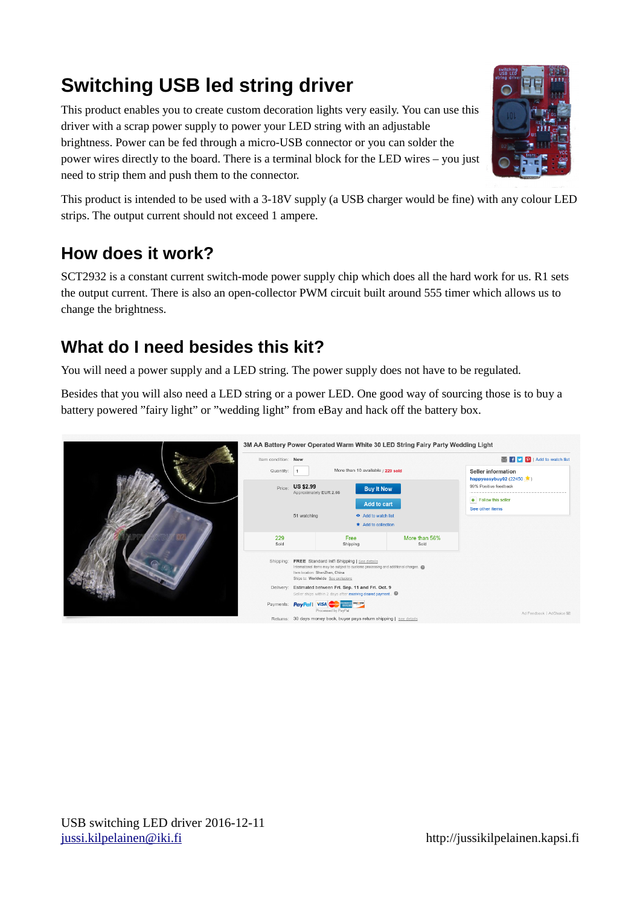# Switching USB led string driver

This product enables you to create custom decoration lights very easily. You can use this driver with a scrap power supply to power your LED string with an adjustable brightness. Power can be fed through a micro-USB connector or you can solder the power wires directly to the board. There is a terminal block for the LED wires – you just need to strip them and push them to the connector.

This product is intended to be used with a 3-18V supply (a USB charger would be fine) with any colour LED strips. The output current should not exceed 1 ampere.

## How does it work?

SCT2932 is a constant current switch-mode power supply chip which does all the hard work for us. R1 sets the output current. There is also an open-collector PWM circuit built around 555 timer which allows us to change the brightness.

## What do I need besides this kit?

You will need a power supply and a LED string. The power supply does not have to be regulated.

Besides that you will also need a LED string or a power LED. One good way of sourcing those is to buy a battery powered "fairy light" or "wedding light" from eBay and hack off the battery box.

USB switching LED driver 2016-12-11
jussi.kilpelainen@iki.fi http://jussikilpelainen.kapsi.fi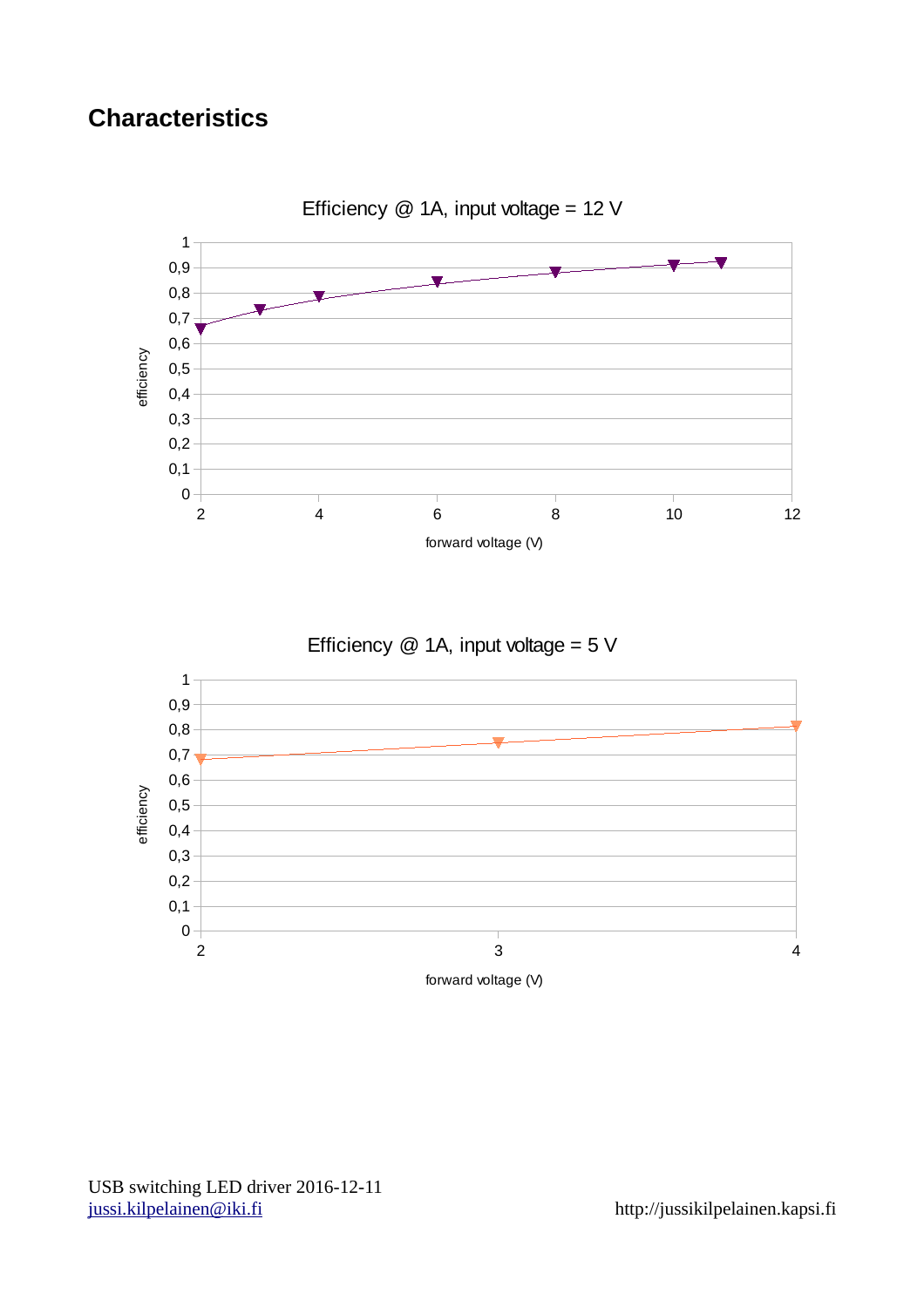## Characteristics

Efficiency @ 1A, input voltage = 12 V

Efficiency @ 1A, input voltage = 5 V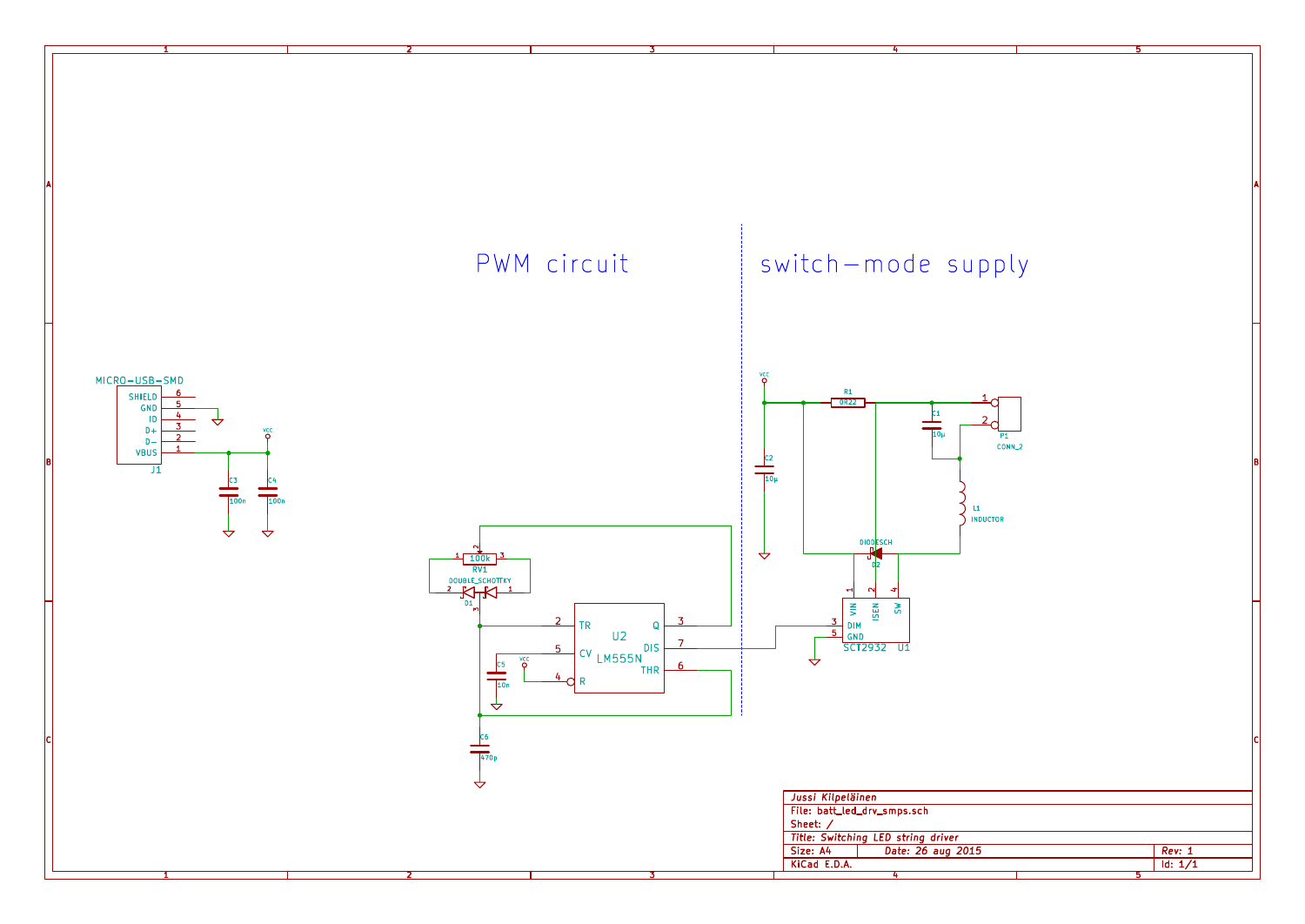PWM circuit

switch−mode supply

MICRO−USB−SMD

SHIELD 6
GND 5
ID 4
D+ 3
D− 2
VBUS 1

J1

VCC

C3 100n

C4 100n

RV1 100k

DOUBLE_SCHOTTKY

D1

U2 LM555N

TR 2
CV 5
R 4
Q 3
DIS 7
THR 6

C5 10n

C6 470p

VCC

R1 0R22

C1 10µ

C2 10µ

P1 CONN_2

L1 INDUCTOR

DIODESCH D2

U1 SCT2932

VIN 1
ISEN 2
SW 4
DIM 3
GND 5

Jussi Kilpeläinen
File: batt_led_drv_smps.sch
Sheet: /
Title: Switching LED string driver
Size: A4 Date: 26 aug 2015 Rev: 1
KiCad E.D.A. Id: 1/1